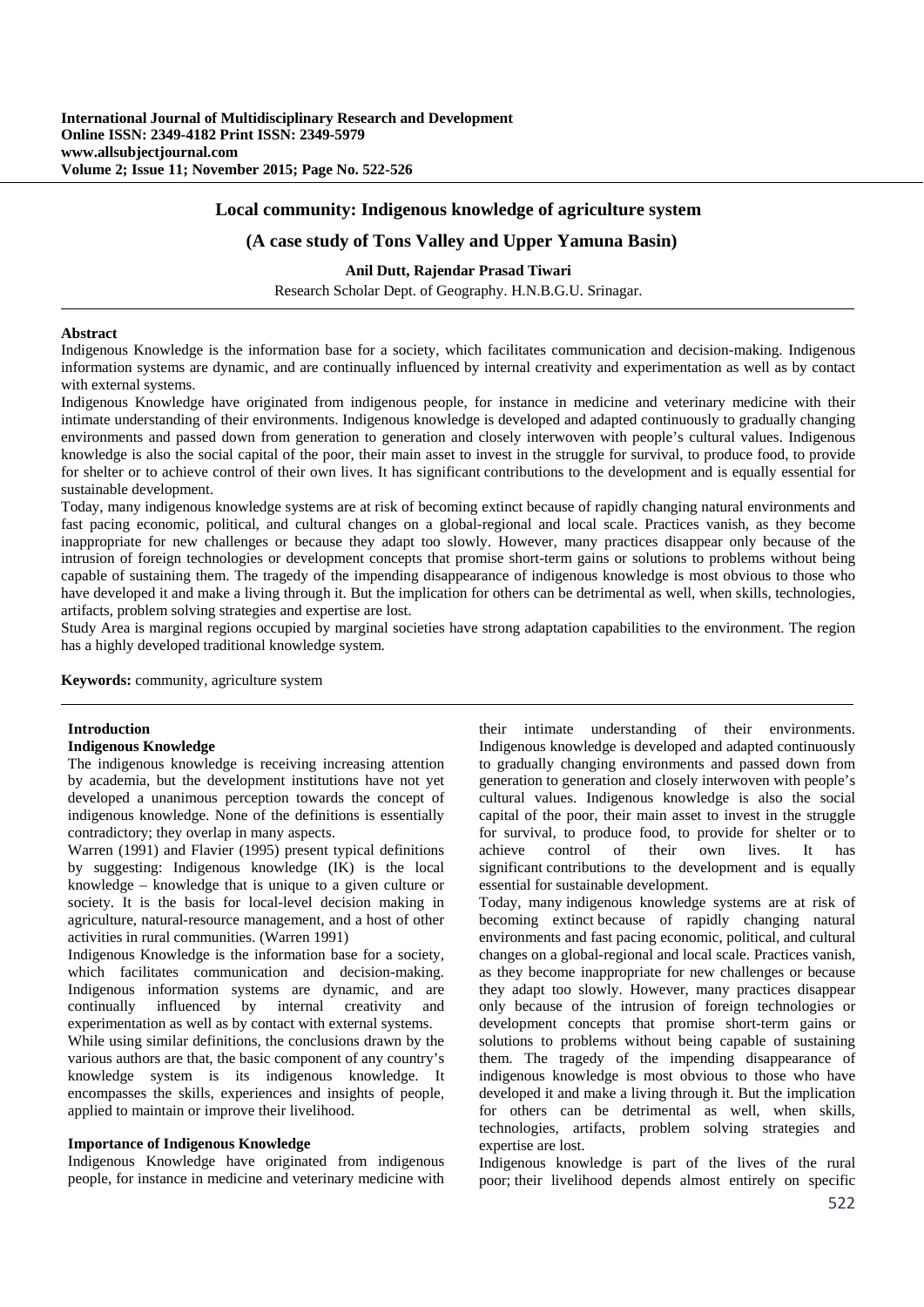# Local community: Indigenous knowledge of agriculture system

## (A case study of Tons Valley and Upper Yamuna Basin)

**Anil Dutt, Rajendar Prasad Tiwari**

Research Scholar Dept. of Geography. H.N.B.G.U. Srinagar.

### Abstract

Indigenous Knowledge is the information base for a society, which facilitates communication and decision-making. Indigenous information systems are dynamic, and are continually influenced by internal creativity and experimentation as well as by contact with external systems.

Indigenous Knowledge have originated from indigenous people, for instance in medicine and veterinary medicine with their intimate understanding of their environments. Indigenous knowledge is developed and adapted continuously to gradually changing environments and passed down from generation to generation and closely interwoven with people's cultural values. Indigenous knowledge is also the social capital of the poor, their main asset to invest in the struggle for survival, to produce food, to provide for shelter or to achieve control of their own lives. It has significant contributions to the development and is equally essential for sustainable development.

Today, many indigenous knowledge systems are at risk of becoming extinct because of rapidly changing natural environments and fast pacing economic, political, and cultural changes on a global-regional and local scale. Practices vanish, as they become inappropriate for new challenges or because they adapt too slowly. However, many practices disappear only because of the intrusion of foreign technologies or development concepts that promise short-term gains or solutions to problems without being capable of sustaining them. The tragedy of the impending disappearance of indigenous knowledge is most obvious to those who have developed it and make a living through it. But the implication for others can be detrimental as well, when skills, technologies, artifacts, problem solving strategies and expertise are lost.

Study Area is marginal regions occupied by marginal societies have strong adaptation capabilities to the environment. The region has a highly developed traditional knowledge system.

**Keywords:** community, agriculture system

### Introduction

#### Indigenous Knowledge

The indigenous knowledge is receiving increasing attention by academia, but the development institutions have not yet developed a unanimous perception towards the concept of indigenous knowledge. None of the definitions is essentially contradictory; they overlap in many aspects.

Warren (1991) and Flavier (1995) present typical definitions by suggesting: Indigenous knowledge (IK) is the local knowledge – knowledge that is unique to a given culture or society. It is the basis for local-level decision making in agriculture, natural-resource management, and a host of other activities in rural communities. (Warren 1991)

Indigenous Knowledge is the information base for a society, which facilitates communication and decision-making. Indigenous information systems are dynamic, and are continually influenced by internal creativity and experimentation as well as by contact with external systems.

While using similar definitions, the conclusions drawn by the various authors are that, the basic component of any country's knowledge system is its indigenous knowledge. It encompasses the skills, experiences and insights of people, applied to maintain or improve their livelihood.

#### Importance of Indigenous Knowledge

Indigenous Knowledge have originated from indigenous people, for instance in medicine and veterinary medicine with their intimate understanding of their environments. Indigenous knowledge is developed and adapted continuously to gradually changing environments and passed down from generation to generation and closely interwoven with people's cultural values. Indigenous knowledge is also the social capital of the poor, their main asset to invest in the struggle for survival, to produce food, to provide for shelter or to achieve control of their own lives. It has significant contributions to the development and is equally essential for sustainable development.

Today, many indigenous knowledge systems are at risk of becoming extinct because of rapidly changing natural environments and fast pacing economic, political, and cultural changes on a global-regional and local scale. Practices vanish, as they become inappropriate for new challenges or because they adapt too slowly. However, many practices disappear only because of the intrusion of foreign technologies or development concepts that promise short-term gains or solutions to problems without being capable of sustaining them. The tragedy of the impending disappearance of indigenous knowledge is most obvious to those who have developed it and make a living through it. But the implication for others can be detrimental as well, when skills, technologies, artifacts, problem solving strategies and expertise are lost.

Indigenous knowledge is part of the lives of the rural poor; their livelihood depends almost entirely on specific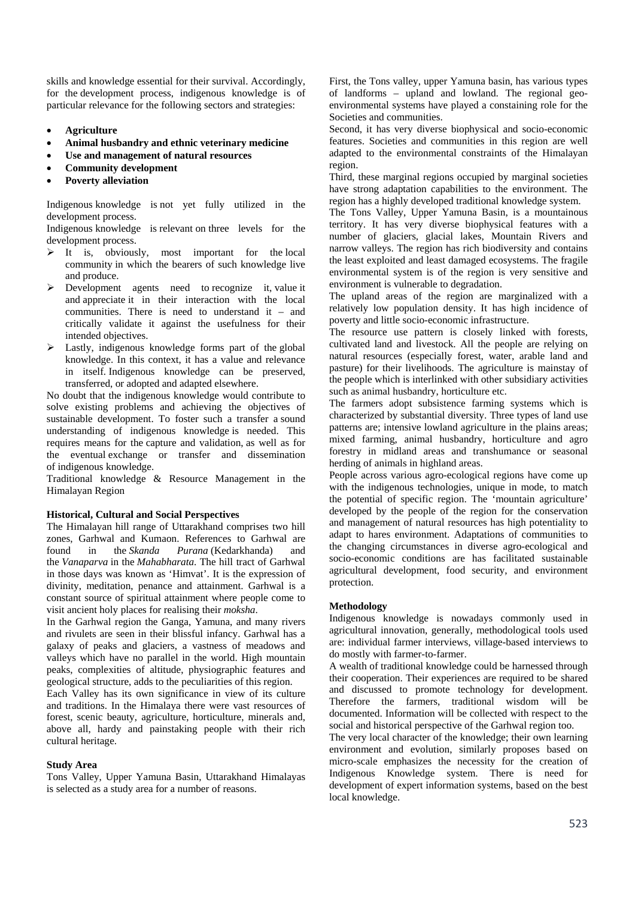skills and knowledge essential for their survival. Accordingly, for the development process, indigenous knowledge is of particular relevance for the following sectors and strategies:

- **Agriculture**
- **Animal husbandry and ethnic veterinary medicine**
- **Use and management of natural resources**
- **Community development**
- **Poverty alleviation**

Indigenous knowledge is not yet fully utilized in the development process.

Indigenous knowledge is relevant on three levels for the development process.

- It is, obviously, most important for the local community in which the bearers of such knowledge live and produce.
- Development agents need to recognize it, value it and appreciate it in their interaction with the local communities. There is need to understand it – and critically validate it against the usefulness for their intended objectives.
- Lastly, indigenous knowledge forms part of the global knowledge. In this context, it has a value and relevance in itself. Indigenous knowledge can be preserved, transferred, or adopted and adapted elsewhere.

No doubt that the indigenous knowledge would contribute to solve existing problems and achieving the objectives of sustainable development. To foster such a transfer a sound understanding of indigenous knowledge is needed. This requires means for the capture and validation, as well as for the eventual exchange or transfer and dissemination of indigenous knowledge.

Traditional knowledge & Resource Management in the Himalayan Region

### Historical, Cultural and Social Perspectives

The Himalayan hill range of Uttarakhand comprises two hill zones, Garhwal and Kumaon. References to Garhwal are found in the *Skanda Purana* (Kedarkhanda) and the *Vanaparva* in the *Mahabharata.* The hill tract of Garhwal in those days was known as 'Himvat'. It is the expression of divinity, meditation, penance and attainment. Garhwal is a constant source of spiritual attainment where people come to visit ancient holy places for realising their *moksha*.

In the Garhwal region the Ganga, Yamuna, and many rivers and rivulets are seen in their blissful infancy. Garhwal has a galaxy of peaks and glaciers, a vastness of meadows and valleys which have no parallel in the world. High mountain peaks, complexities of altitude, physiographic features and geological structure, adds to the peculiarities of this region.

Each Valley has its own significance in view of its culture and traditions. In the Himalaya there were vast resources of forest, scenic beauty, agriculture, horticulture, minerals and, above all, hardy and painstaking people with their rich cultural heritage.

### Study Area

Tons Valley, Upper Yamuna Basin, Uttarakhand Himalayas is selected as a study area for a number of reasons.

First, the Tons valley, upper Yamuna basin, has various types of landforms – upland and lowland. The regional geo-environmental systems have played a constaining role for the Societies and communities.

Second, it has very diverse biophysical and socio-economic features. Societies and communities in this region are well adapted to the environmental constraints of the Himalayan region.

Third, these marginal regions occupied by marginal societies have strong adaptation capabilities to the environment. The region has a highly developed traditional knowledge system.

The Tons Valley, Upper Yamuna Basin, is a mountainous territory. It has very diverse biophysical features with a number of glaciers, glacial lakes, Mountain Rivers and narrow valleys. The region has rich biodiversity and contains the least exploited and least damaged ecosystems. The fragile environmental system is of the region is very sensitive and environment is vulnerable to degradation.

The upland areas of the region are marginalized with a relatively low population density. It has high incidence of poverty and little socio-economic infrastructure.

The resource use pattern is closely linked with forests, cultivated land and livestock. All the people are relying on natural resources (especially forest, water, arable land and pasture) for their livelihoods. The agriculture is mainstay of the people which is interlinked with other subsidiary activities such as animal husbandry, horticulture etc.

The farmers adopt subsistence farming systems which is characterized by substantial diversity. Three types of land use patterns are; intensive lowland agriculture in the plains areas; mixed farming, animal husbandry, horticulture and agro forestry in midland areas and transhumance or seasonal herding of animals in highland areas.

People across various agro-ecological regions have come up with the indigenous technologies, unique in mode, to match the potential of specific region. The 'mountain agriculture' developed by the people of the region for the conservation and management of natural resources has high potentiality to adapt to hares environment. Adaptations of communities to the changing circumstances in diverse agro-ecological and socio-economic conditions are has facilitated sustainable agricultural development, food security, and environment protection.

### Methodology

Indigenous knowledge is nowadays commonly used in agricultural innovation, generally, methodological tools used are: individual farmer interviews, village-based interviews to do mostly with farmer-to-farmer.

A wealth of traditional knowledge could be harnessed through their cooperation. Their experiences are required to be shared and discussed to promote technology for development. Therefore the farmers, traditional wisdom will be documented. Information will be collected with respect to the social and historical perspective of the Garhwal region too.

The very local character of the knowledge; their own learning environment and evolution, similarly proposes based on micro-scale emphasizes the necessity for the creation of Indigenous Knowledge system. There is need for development of expert information systems, based on the best local knowledge.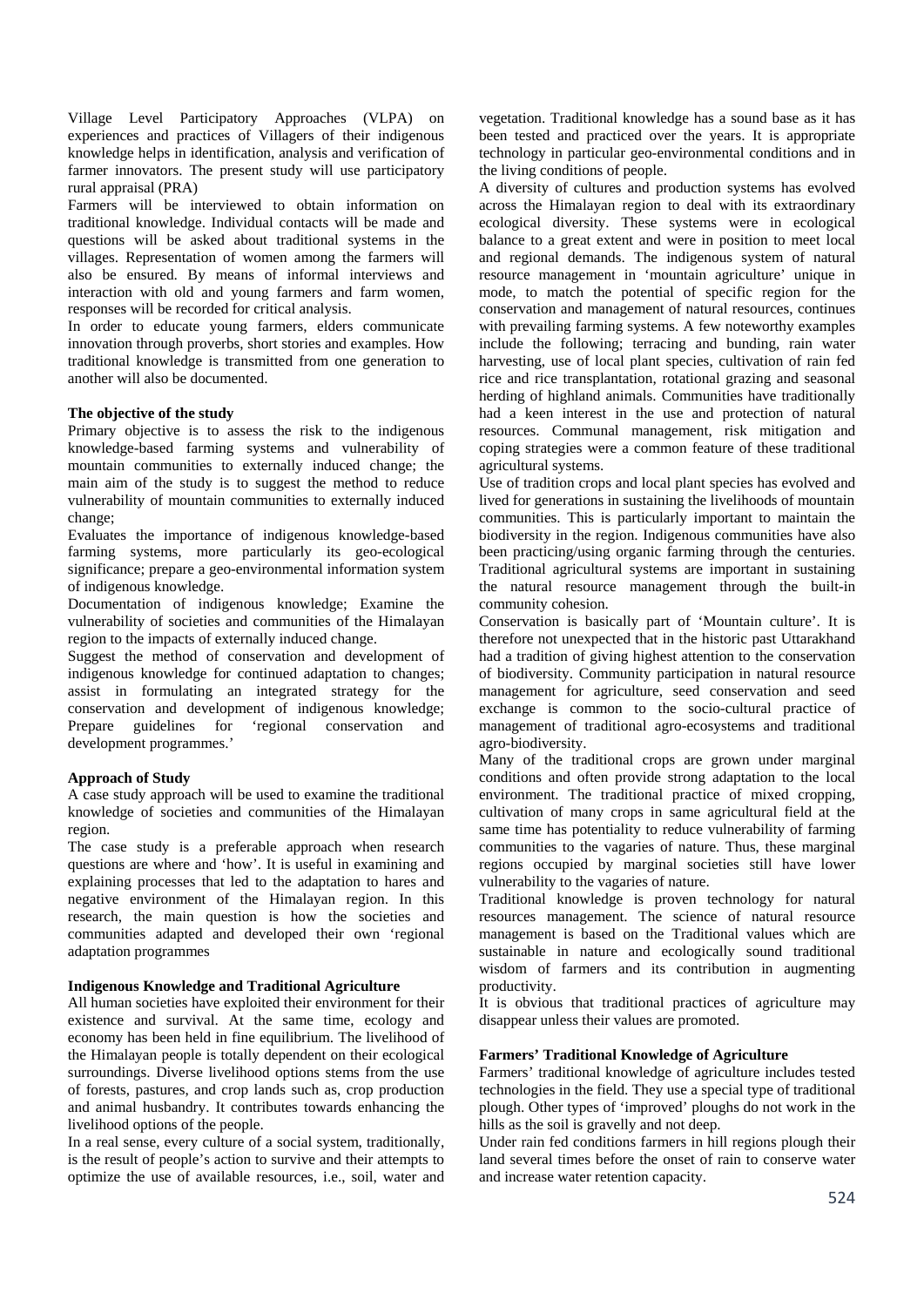Village Level Participatory Approaches (VLPA) on experiences and practices of Villagers of their indigenous knowledge helps in identification, analysis and verification of farmer innovators. The present study will use participatory rural appraisal (PRA)

Farmers will be interviewed to obtain information on traditional knowledge. Individual contacts will be made and questions will be asked about traditional systems in the villages. Representation of women among the farmers will also be ensured. By means of informal interviews and interaction with old and young farmers and farm women, responses will be recorded for critical analysis.

In order to educate young farmers, elders communicate innovation through proverbs, short stories and examples. How traditional knowledge is transmitted from one generation to another will also be documented.

**The objective of the study**

Primary objective is to assess the risk to the indigenous knowledge-based farming systems and vulnerability of mountain communities to externally induced change; the main aim of the study is to suggest the method to reduce vulnerability of mountain communities to externally induced change;

Evaluates the importance of indigenous knowledge-based farming systems, more particularly its geo-ecological significance; prepare a geo-environmental information system of indigenous knowledge.

Documentation of indigenous knowledge; Examine the vulnerability of societies and communities of the Himalayan region to the impacts of externally induced change.

Suggest the method of conservation and development of indigenous knowledge for continued adaptation to changes; assist in formulating an integrated strategy for the conservation and development of indigenous knowledge; Prepare guidelines for 'regional conservation and development programmes.'

**Approach of Study**

A case study approach will be used to examine the traditional knowledge of societies and communities of the Himalayan region.

The case study is a preferable approach when research questions are where and 'how'. It is useful in examining and explaining processes that led to the adaptation to hares and negative environment of the Himalayan region. In this research, the main question is how the societies and communities adapted and developed their own 'regional adaptation programmes

**Indigenous Knowledge and Traditional Agriculture**

All human societies have exploited their environment for their existence and survival. At the same time, ecology and economy has been held in fine equilibrium. The livelihood of the Himalayan people is totally dependent on their ecological surroundings. Diverse livelihood options stems from the use of forests, pastures, and crop lands such as, crop production and animal husbandry. It contributes towards enhancing the livelihood options of the people.

In a real sense, every culture of a social system, traditionally, is the result of people's action to survive and their attempts to optimize the use of available resources, i.e., soil, water and vegetation. Traditional knowledge has a sound base as it has been tested and practiced over the years. It is appropriate technology in particular geo-environmental conditions and in the living conditions of people.

A diversity of cultures and production systems has evolved across the Himalayan region to deal with its extraordinary ecological diversity. These systems were in ecological balance to a great extent and were in position to meet local and regional demands. The indigenous system of natural resource management in 'mountain agriculture' unique in mode, to match the potential of specific region for the conservation and management of natural resources, continues with prevailing farming systems. A few noteworthy examples include the following; terracing and bunding, rain water harvesting, use of local plant species, cultivation of rain fed rice and rice transplantation, rotational grazing and seasonal herding of highland animals. Communities have traditionally had a keen interest in the use and protection of natural resources. Communal management, risk mitigation and coping strategies were a common feature of these traditional agricultural systems.

Use of tradition crops and local plant species has evolved and lived for generations in sustaining the livelihoods of mountain communities. This is particularly important to maintain the biodiversity in the region. Indigenous communities have also been practicing/using organic farming through the centuries. Traditional agricultural systems are important in sustaining the natural resource management through the built-in community cohesion.

Conservation is basically part of 'Mountain culture'. It is therefore not unexpected that in the historic past Uttarakhand had a tradition of giving highest attention to the conservation of biodiversity. Community participation in natural resource management for agriculture, seed conservation and seed exchange is common to the socio-cultural practice of management of traditional agro-ecosystems and traditional agro-biodiversity.

Many of the traditional crops are grown under marginal conditions and often provide strong adaptation to the local environment. The traditional practice of mixed cropping, cultivation of many crops in same agricultural field at the same time has potentiality to reduce vulnerability of farming communities to the vagaries of nature. Thus, these marginal regions occupied by marginal societies still have lower vulnerability to the vagaries of nature.

Traditional knowledge is proven technology for natural resources management. The science of natural resource management is based on the Traditional values which are sustainable in nature and ecologically sound traditional wisdom of farmers and its contribution in augmenting productivity.

It is obvious that traditional practices of agriculture may disappear unless their values are promoted.

**Farmers' Traditional Knowledge of Agriculture**

Farmers' traditional knowledge of agriculture includes tested technologies in the field. They use a special type of traditional plough. Other types of 'improved' ploughs do not work in the hills as the soil is gravelly and not deep.

Under rain fed conditions farmers in hill regions plough their land several times before the onset of rain to conserve water and increase water retention capacity.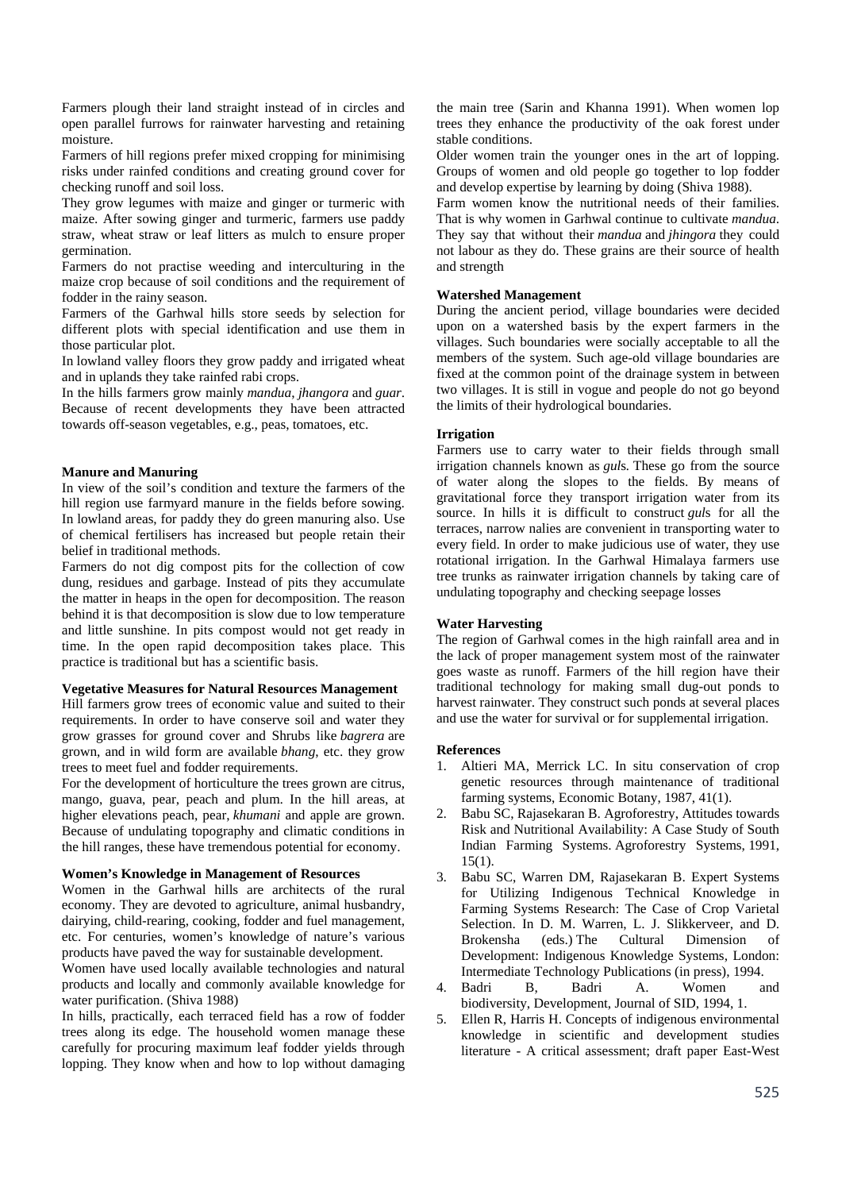Farmers plough their land straight instead of in circles and open parallel furrows for rainwater harvesting and retaining moisture.

Farmers of hill regions prefer mixed cropping for minimising risks under rainfed conditions and creating ground cover for checking runoff and soil loss.

They grow legumes with maize and ginger or turmeric with maize. After sowing ginger and turmeric, farmers use paddy straw, wheat straw or leaf litters as mulch to ensure proper germination.

Farmers do not practise weeding and interculturing in the maize crop because of soil conditions and the requirement of fodder in the rainy season.

Farmers of the Garhwal hills store seeds by selection for different plots with special identification and use them in those particular plot.

In lowland valley floors they grow paddy and irrigated wheat and in uplands they take rainfed rabi crops.

In the hills farmers grow mainly *mandua*, *jhangora* and *guar*. Because of recent developments they have been attracted towards off-season vegetables, e.g., peas, tomatoes, etc.

**Manure and Manuring**

In view of the soil's condition and texture the farmers of the hill region use farmyard manure in the fields before sowing. In lowland areas, for paddy they do green manuring also. Use of chemical fertilisers has increased but people retain their belief in traditional methods.

Farmers do not dig compost pits for the collection of cow dung, residues and garbage. Instead of pits they accumulate the matter in heaps in the open for decomposition. The reason behind it is that decomposition is slow due to low temperature and little sunshine. In pits compost would not get ready in time. In the open rapid decomposition takes place. This practice is traditional but has a scientific basis.

**Vegetative Measures for Natural Resources Management**

Hill farmers grow trees of economic value and suited to their requirements. In order to have conserve soil and water they grow grasses for ground cover and Shrubs like *bagrera* are grown, and in wild form are available *bhang*, etc. they grow trees to meet fuel and fodder requirements.

For the development of horticulture the trees grown are citrus, mango, guava, pear, peach and plum. In the hill areas, at higher elevations peach, pear, *khumani* and apple are grown. Because of undulating topography and climatic conditions in the hill ranges, these have tremendous potential for economy.

**Women's Knowledge in Management of Resources**

Women in the Garhwal hills are architects of the rural economy. They are devoted to agriculture, animal husbandry, dairying, child-rearing, cooking, fodder and fuel management, etc. For centuries, women's knowledge of nature's various products have paved the way for sustainable development.

Women have used locally available technologies and natural products and locally and commonly available knowledge for water purification. (Shiva 1988)

In hills, practically, each terraced field has a row of fodder trees along its edge. The household women manage these carefully for procuring maximum leaf fodder yields through lopping. They know when and how to lop without damaging the main tree (Sarin and Khanna 1991). When women lop trees they enhance the productivity of the oak forest under stable conditions.

Older women train the younger ones in the art of lopping. Groups of women and old people go together to lop fodder and develop expertise by learning by doing (Shiva 1988).

Farm women know the nutritional needs of their families. That is why women in Garhwal continue to cultivate *mandua*. They say that without their *mandua* and *jhingora* they could not labour as they do. These grains are their source of health and strength

**Watershed Management**

During the ancient period, village boundaries were decided upon on a watershed basis by the expert farmers in the villages. Such boundaries were socially acceptable to all the members of the system. Such age-old village boundaries are fixed at the common point of the drainage system in between two villages. It is still in vogue and people do not go beyond the limits of their hydrological boundaries.

**Irrigation**

Farmers use to carry water to their fields through small irrigation channels known as *gul*s. These go from the source of water along the slopes to the fields. By means of gravitational force they transport irrigation water from its source. In hills it is difficult to construct *gul*s for all the terraces, narrow nalies are convenient in transporting water to every field. In order to make judicious use of water, they use rotational irrigation. In the Garhwal Himalaya farmers use tree trunks as rainwater irrigation channels by taking care of undulating topography and checking seepage losses

**Water Harvesting**

The region of Garhwal comes in the high rainfall area and in the lack of proper management system most of the rainwater goes waste as runoff. Farmers of the hill region have their traditional technology for making small dug-out ponds to harvest rainwater. They construct such ponds at several places and use the water for survival or for supplemental irrigation.

**References**

1. Altieri MA, Merrick LC. In situ conservation of crop genetic resources through maintenance of traditional farming systems, Economic Botany, 1987, 41(1).
2. Babu SC, Rajasekaran B. Agroforestry, Attitudes towards Risk and Nutritional Availability: A Case Study of South Indian Farming Systems. Agroforestry Systems, 1991, 15(1).
3. Babu SC, Warren DM, Rajasekaran B. Expert Systems for Utilizing Indigenous Technical Knowledge in Farming Systems Research: The Case of Crop Varietal Selection. In D. M. Warren, L. J. Slikkerveer, and D. Brokensha (eds.) The Cultural Dimension of Development: Indigenous Knowledge Systems, London: Intermediate Technology Publications (in press), 1994.
4. Badri B, Badri A. Women and biodiversity, Development, Journal of SID, 1994, 1.
5. Ellen R, Harris H. Concepts of indigenous environmental knowledge in scientific and development studies literature - A critical assessment; draft paper East-West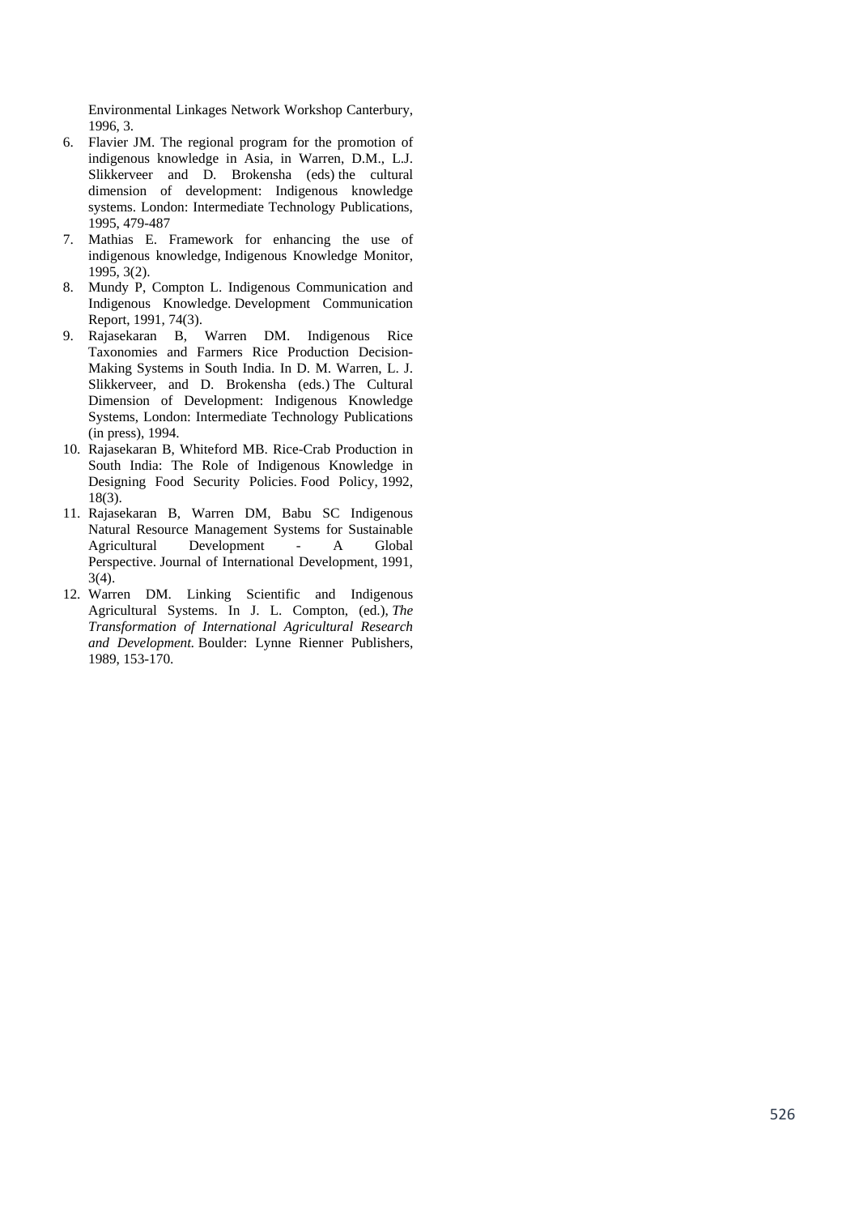Environmental Linkages Network Workshop Canterbury, 1996, 3.

6. Flavier JM. The regional program for the promotion of indigenous knowledge in Asia, in Warren, D.M., L.J. Slikkerveer and D. Brokensha (eds) the cultural dimension of development: Indigenous knowledge systems. London: Intermediate Technology Publications, 1995, 479-487
7. Mathias E. Framework for enhancing the use of indigenous knowledge, Indigenous Knowledge Monitor, 1995, 3(2).
8. Mundy P, Compton L. Indigenous Communication and Indigenous Knowledge. Development Communication Report, 1991, 74(3).
9. Rajasekaran B, Warren DM. Indigenous Rice Taxonomies and Farmers Rice Production Decision-Making Systems in South India. In D. M. Warren, L. J. Slikkerveer, and D. Brokensha (eds.) The Cultural Dimension of Development: Indigenous Knowledge Systems, London: Intermediate Technology Publications (in press), 1994.
10. Rajasekaran B, Whiteford MB. Rice-Crab Production in South India: The Role of Indigenous Knowledge in Designing Food Security Policies. Food Policy, 1992, 18(3).
11. Rajasekaran B, Warren DM, Babu SC Indigenous Natural Resource Management Systems for Sustainable Agricultural Development - A Global Perspective. Journal of International Development, 1991, 3(4).
12. Warren DM. Linking Scientific and Indigenous Agricultural Systems. In J. L. Compton, (ed.), *The Transformation of International Agricultural Research and Development.* Boulder: Lynne Rienner Publishers, 1989, 153-170.